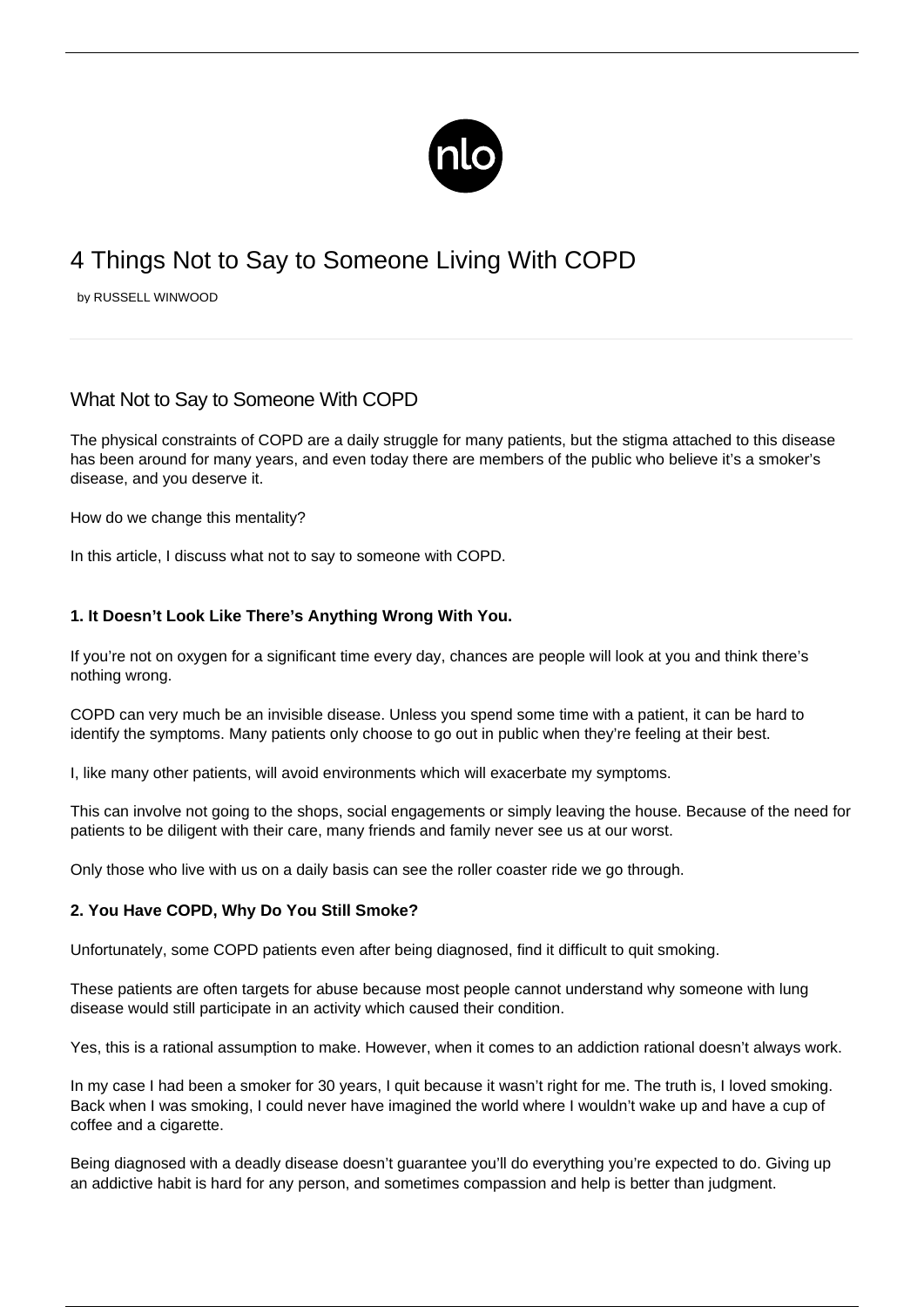# 4 Things Not to Say to Someone Living With COPD

by RUSSELL WINWOOD

## What Not to Say to Someone With COPD

The physical constraints of COPD are a daily struggle for many patients, but the stigma attached to this disease has been around for many years, and even today there are members of the public who believe it's a smoker's disease, and you deserve it.

How do we change this mentality?

In this article, I discuss what not to say to someone with COPD.

**1. It Doesn't Look Like There's Anything Wrong With You.**

If you're not on oxygen for a significant time every day, chances are people will look at you and think there's nothing wrong.

COPD can very much be an invisible disease. Unless you spend some time with a patient, it can be hard to identify the symptoms. Many patients only choose to go out in public when they're feeling at their best.

I, like many other patients, will avoid environments which will exacerbate my symptoms.

This can involve not going to the shops, social engagements or simply leaving the house. Because of the need for patients to be diligent with their care, many friends and family never see us at our worst.

Only those who live with us on a daily basis can see the roller coaster ride we go through.

**2. You Have COPD, Why Do You Still Smoke?**

Unfortunately, some COPD patients even after being diagnosed, find it difficult to quit smoking.

These patients are often targets for abuse because most people cannot understand why someone with lung disease would still participate in an activity which caused their condition.

Yes, this is a rational assumption to make. However, when it comes to an addiction rational doesn't always work.

In my case I had been a smoker for 30 years, I quit because it wasn't right for me. The truth is, I loved smoking. Back when I was smoking, I could never have imagined the world where I wouldn't wake up and have a cup of coffee and a cigarette.

Being diagnosed with a deadly disease doesn't guarantee you'll do everything you're expected to do. Giving up an addictive habit is hard for any person, and sometimes compassion and help is better than judgment.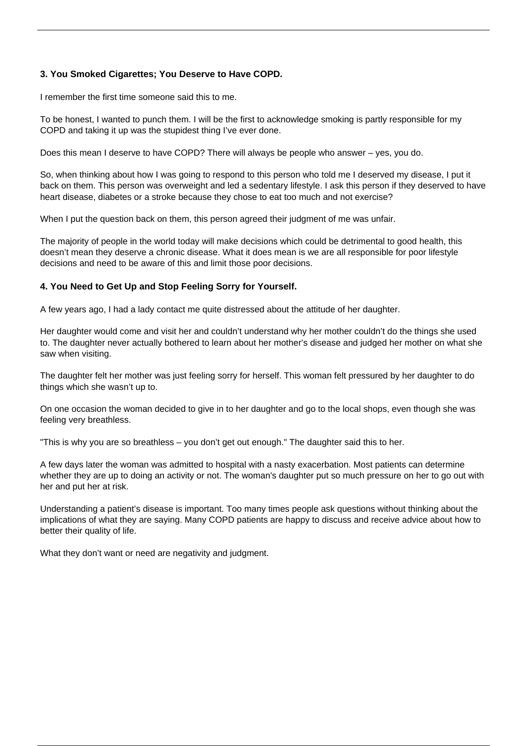**3. You Smoked Cigarettes; You Deserve to Have COPD.**

I remember the first time someone said this to me.

To be honest, I wanted to punch them. I will be the first to acknowledge smoking is partly responsible for my COPD and taking it up was the stupidest thing I've ever done.

Does this mean I deserve to have COPD? There will always be people who answer – yes, you do.

So, when thinking about how I was going to respond to this person who told me I deserved my disease, I put it back on them. This person was overweight and led a sedentary lifestyle. I ask this person if they deserved to have heart disease, diabetes or a stroke because they chose to eat too much and not exercise?

When I put the question back on them, this person agreed their judgment of me was unfair.

The majority of people in the world today will make decisions which could be detrimental to good health, this doesn't mean they deserve a chronic disease. What it does mean is we are all responsible for poor lifestyle decisions and need to be aware of this and limit those poor decisions.

**4. You Need to Get Up and Stop Feeling Sorry for Yourself.**

A few years ago, I had a lady contact me quite distressed about the attitude of her daughter.

Her daughter would come and visit her and couldn't understand why her mother couldn't do the things she used to. The daughter never actually bothered to learn about her mother's disease and judged her mother on what she saw when visiting.

The daughter felt her mother was just feeling sorry for herself. This woman felt pressured by her daughter to do things which she wasn't up to.

On one occasion the woman decided to give in to her daughter and go to the local shops, even though she was feeling very breathless.

"This is why you are so breathless – you don't get out enough." The daughter said this to her.

A few days later the woman was admitted to hospital with a nasty exacerbation. Most patients can determine whether they are up to doing an activity or not. The woman's daughter put so much pressure on her to go out with her and put her at risk.

Understanding a patient's disease is important. Too many times people ask questions without thinking about the implications of what they are saying. Many COPD patients are happy to discuss and receive advice about how to better their quality of life.

What they don't want or need are negativity and judgment.